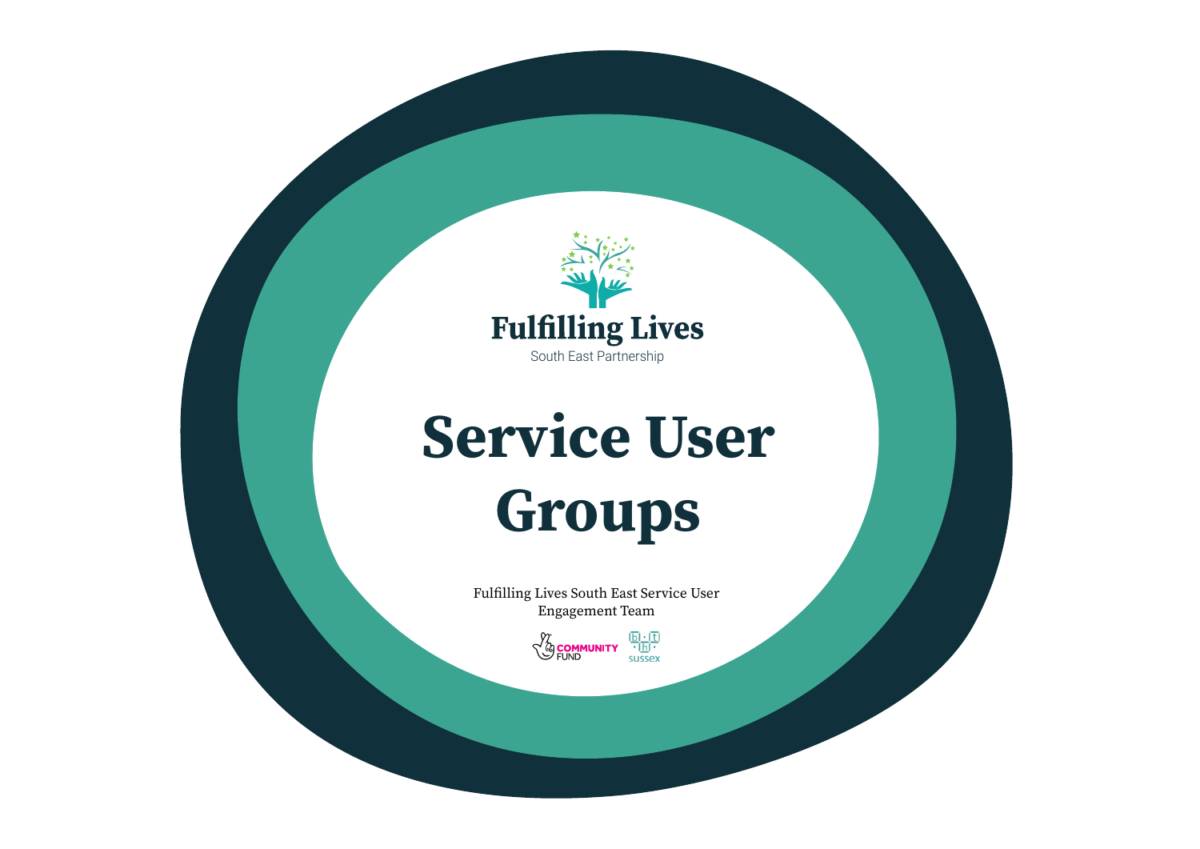Fulfilling Lives

South East Partnership

# Service User Groups

Fulfilling Lives South East Service User Engagement Team

COMMUNITY FUND

bht sussex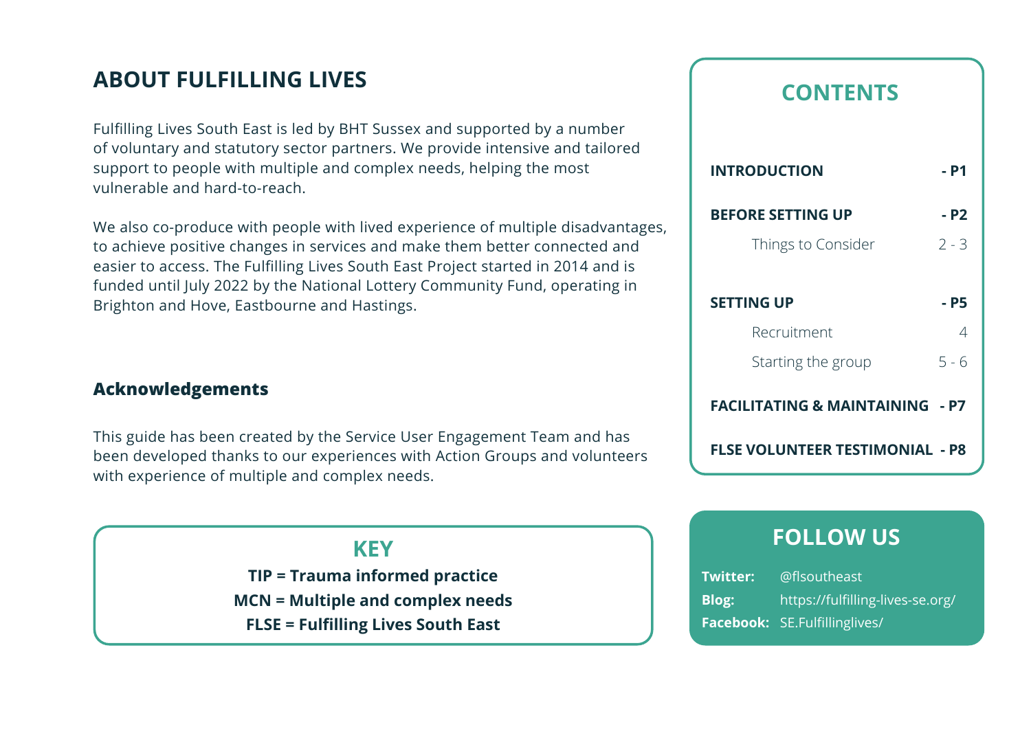## ABOUT FULFILLING LIVES

Fulfilling Lives South East is led by BHT Sussex and supported by a number of voluntary and statutory sector partners. We provide intensive and tailored support to people with multiple and complex needs, helping the most vulnerable and hard-to-reach.

We also co-produce with people with lived experience of multiple disadvantages, to achieve positive changes in services and make them better connected and easier to access. The Fulfilling Lives South East Project started in 2014 and is funded until July 2022 by the National Lottery Community Fund, operating in Brighton and Hove, Eastbourne and Hastings.

### Acknowledgements

This guide has been created by the Service User Engagement Team and has been developed thanks to our experiences with Action Groups and volunteers with experience of multiple and complex needs.

### KEY

**TIP = Trauma informed practice**

**MCN = Multiple and complex needs**

**FLSE = Fulfilling Lives South East**

## CONTENTS

| | |
|---|---|
| **INTRODUCTION** | **- P1** |
| **BEFORE SETTING UP** | **- P2** |
| Things to Consider | 2 - 3 |
| **SETTING UP** | **- P5** |
| Recruitment | 4 |
| Starting the group | 5 - 6 |
| **FACILITATING & MAINTAINING** | **- P7** |
| **FLSE VOLUNTEER TESTIMONIAL** | **- P8** |

## FOLLOW US

**Twitter:** @flsoutheast

**Blog:** https://fulfilling-lives-se.org/

**Facebook:** SE.Fulfillinglives/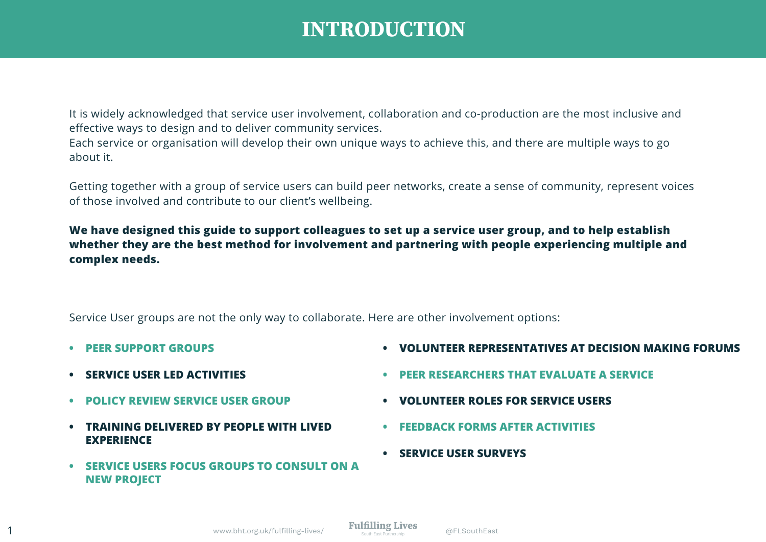# INTRODUCTION

It is widely acknowledged that service user involvement, collaboration and co-production are the most inclusive and effective ways to design and to deliver community services.
Each service or organisation will develop their own unique ways to achieve this, and there are multiple ways to go about it.

Getting together with a group of service users can build peer networks, create a sense of community, represent voices of those involved and contribute to our client's wellbeing.

**We have designed this guide to support colleagues to set up a service user group, and to help establish whether they are the best method for involvement and partnering with people experiencing multiple and complex needs.**

Service User groups are not the only way to collaborate. Here are other involvement options:

- **PEER SUPPORT GROUPS**
- **SERVICE USER LED ACTIVITIES**
- **POLICY REVIEW SERVICE USER GROUP**
- **TRAINING DELIVERED BY PEOPLE WITH LIVED EXPERIENCE**
- **SERVICE USERS FOCUS GROUPS TO CONSULT ON A NEW PROJECT**
- **VOLUNTEER REPRESENTATIVES AT DECISION MAKING FORUMS**
- **PEER RESEARCHERS THAT EVALUATE A SERVICE**
- **VOLUNTEER ROLES FOR SERVICE USERS**
- **FEEDBACK FORMS AFTER ACTIVITIES**
- **SERVICE USER SURVEYS**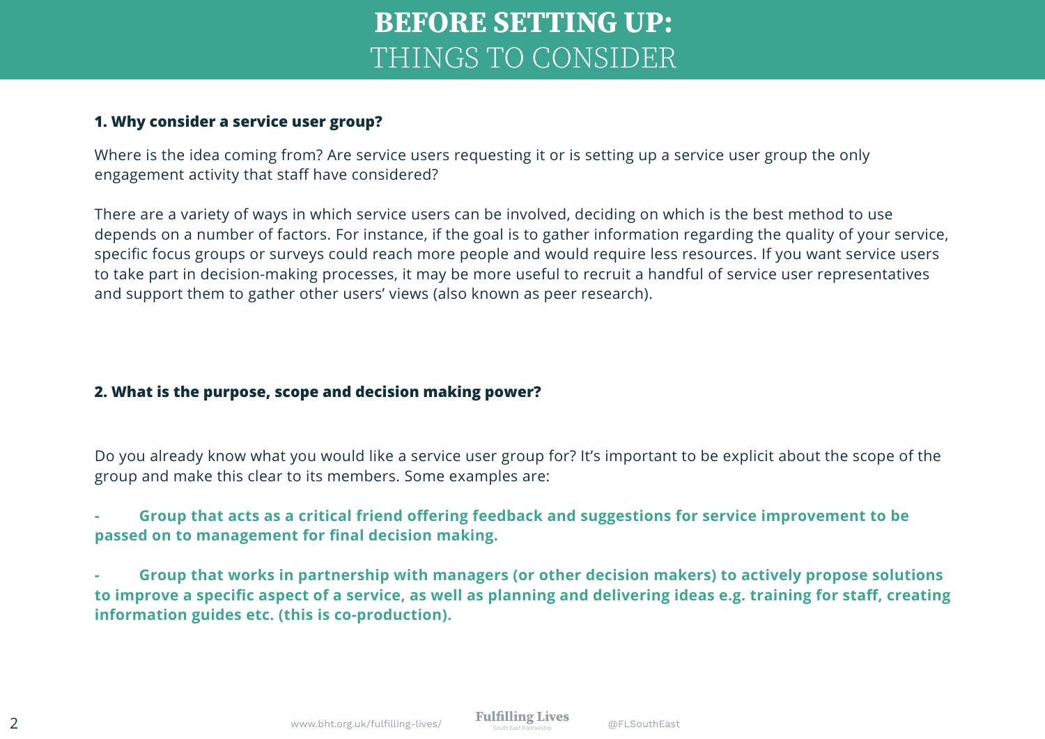# **BEFORE SETTING UP:** THINGS TO CONSIDER

### 1. Why consider a service user group?

Where is the idea coming from? Are service users requesting it or is setting up a service user group the only engagement activity that staff have considered?

There are a variety of ways in which service users can be involved, deciding on which is the best method to use depends on a number of factors. For instance, if the goal is to gather information regarding the quality of your service, specific focus groups or surveys could reach more people and would require less resources. If you want service users to take part in decision-making processes, it may be more useful to recruit a handful of service user representatives and support them to gather other users' views (also known as peer research).

### 2. What is the purpose, scope and decision making power?

Do you already know what you would like a service user group for? It's important to be explicit about the scope of the group and make this clear to its members. Some examples are:

- **Group that acts as a critical friend offering feedback and suggestions for service improvement to be passed on to management for final decision making.**

- **Group that works in partnership with managers (or other decision makers) to actively propose solutions to improve a specific aspect of a service, as well as planning and delivering ideas e.g. training for staff, creating information guides etc. (this is co-production).**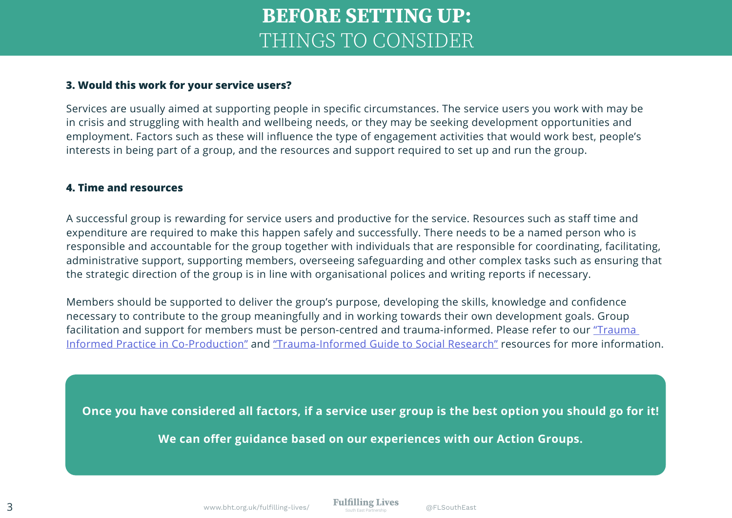# **BEFORE SETTING UP:** THINGS TO CONSIDER

**3. Would this work for your service users?**

Services are usually aimed at supporting people in specific circumstances. The service users you work with may be in crisis and struggling with health and wellbeing needs, or they may be seeking development opportunities and employment. Factors such as these will influence the type of engagement activities that would work best, people's interests in being part of a group, and the resources and support required to set up and run the group.

**4. Time and resources**

A successful group is rewarding for service users and productive for the service. Resources such as staff time and expenditure are required to make this happen safely and successfully. There needs to be a named person who is responsible and accountable for the group together with individuals that are responsible for coordinating, facilitating, administrative support, supporting members, overseeing safeguarding and other complex tasks such as ensuring that the strategic direction of the group is in line with organisational polices and writing reports if necessary.

Members should be supported to deliver the group's purpose, developing the skills, knowledge and confidence necessary to contribute to the group meaningfully and in working towards their own development goals. Group facilitation and support for members must be person-centred and trauma-informed. Please refer to our "Trauma Informed Practice in Co-Production" and "Trauma-Informed Guide to Social Research" resources for more information.

**Once you have considered all factors, if a service user group is the best option you should go for it!**

**We can offer guidance based on our experiences with our Action Groups.**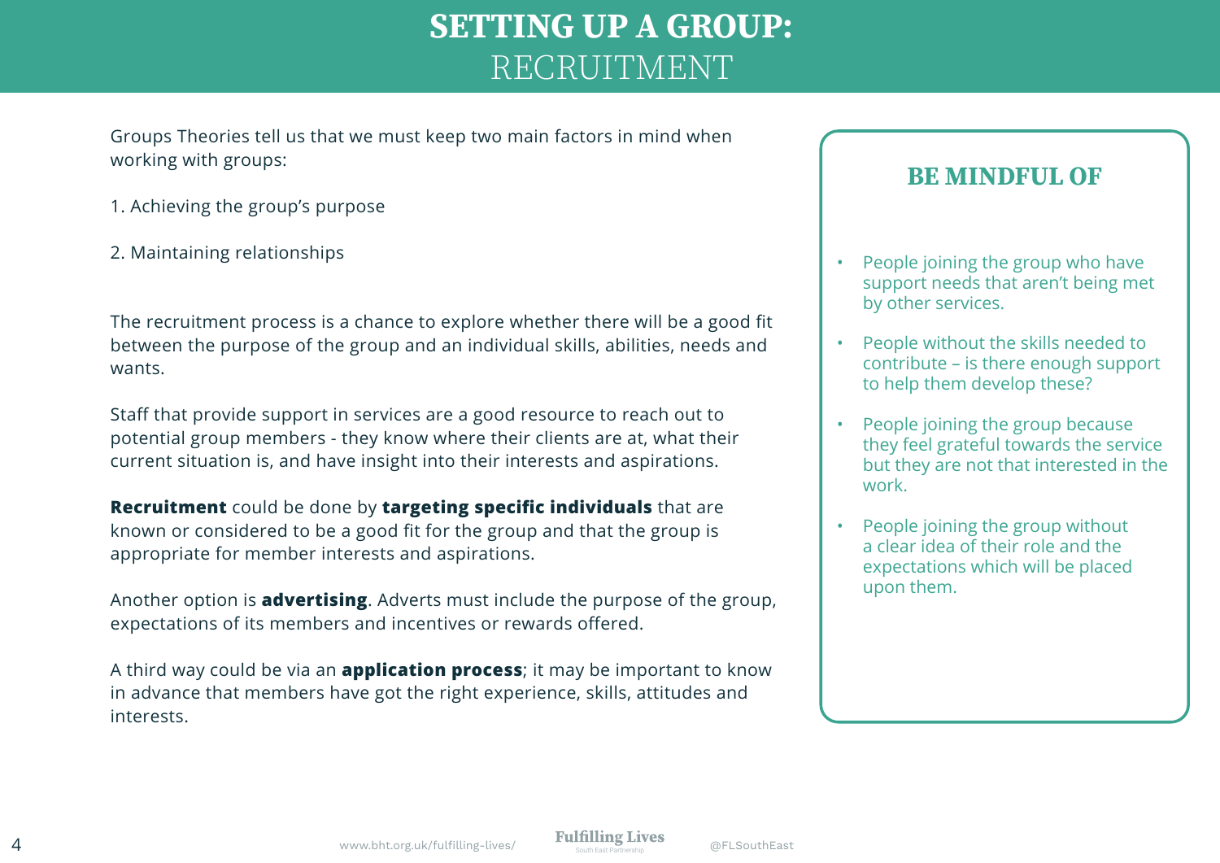# SETTING UP A GROUP: RECRUITMENT

Groups Theories tell us that we must keep two main factors in mind when working with groups:

1. Achieving the group's purpose

2. Maintaining relationships

The recruitment process is a chance to explore whether there will be a good fit between the purpose of the group and an individual skills, abilities, needs and wants.

Staff that provide support in services are a good resource to reach out to potential group members - they know where their clients are at, what their current situation is, and have insight into their interests and aspirations.

**Recruitment** could be done by **targeting specific individuals** that are known or considered to be a good fit for the group and that the group is appropriate for member interests and aspirations.

Another option is **advertising**. Adverts must include the purpose of the group, expectations of its members and incentives or rewards offered.

A third way could be via an **application process**; it may be important to know in advance that members have got the right experience, skills, attitudes and interests.

## BE MINDFUL OF

- People joining the group who have support needs that aren't being met by other services.
- People without the skills needed to contribute – is there enough support to help them develop these?
- People joining the group because they feel grateful towards the service but they are not that interested in the work.
- People joining the group without a clear idea of their role and the expectations which will be placed upon them.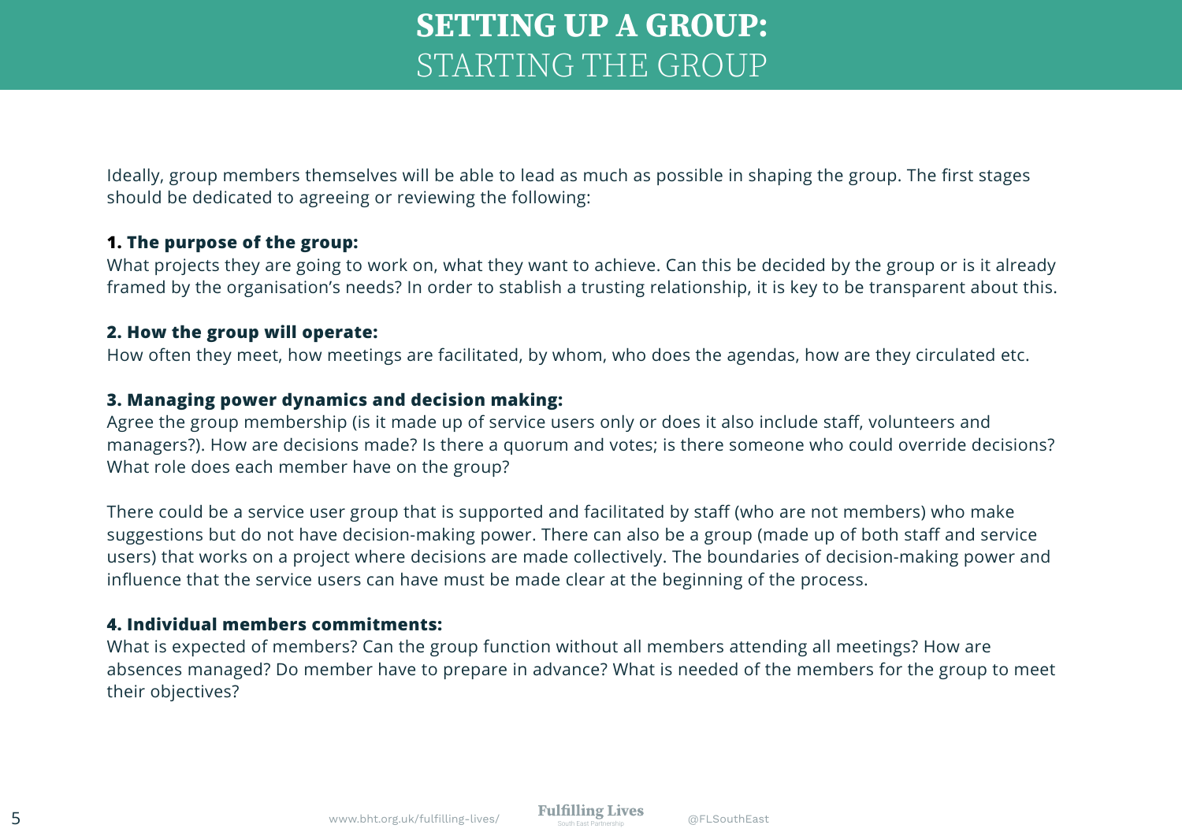# SETTING UP A GROUP: STARTING THE GROUP

Ideally, group members themselves will be able to lead as much as possible in shaping the group. The first stages should be dedicated to agreeing or reviewing the following:

**1. The purpose of the group:**
What projects they are going to work on, what they want to achieve. Can this be decided by the group or is it already framed by the organisation's needs? In order to stablish a trusting relationship, it is key to be transparent about this.

**2. How the group will operate:**
How often they meet, how meetings are facilitated, by whom, who does the agendas, how are they circulated etc.

**3. Managing power dynamics and decision making:**
Agree the group membership (is it made up of service users only or does it also include staff, volunteers and managers?). How are decisions made? Is there a quorum and votes; is there someone who could override decisions? What role does each member have on the group?

There could be a service user group that is supported and facilitated by staff (who are not members) who make suggestions but do not have decision-making power. There can also be a group (made up of both staff and service users) that works on a project where decisions are made collectively. The boundaries of decision-making power and influence that the service users can have must be made clear at the beginning of the process.

**4. Individual members commitments:**
What is expected of members? Can the group function without all members attending all meetings? How are absences managed? Do member have to prepare in advance? What is needed of the members for the group to meet their objectives?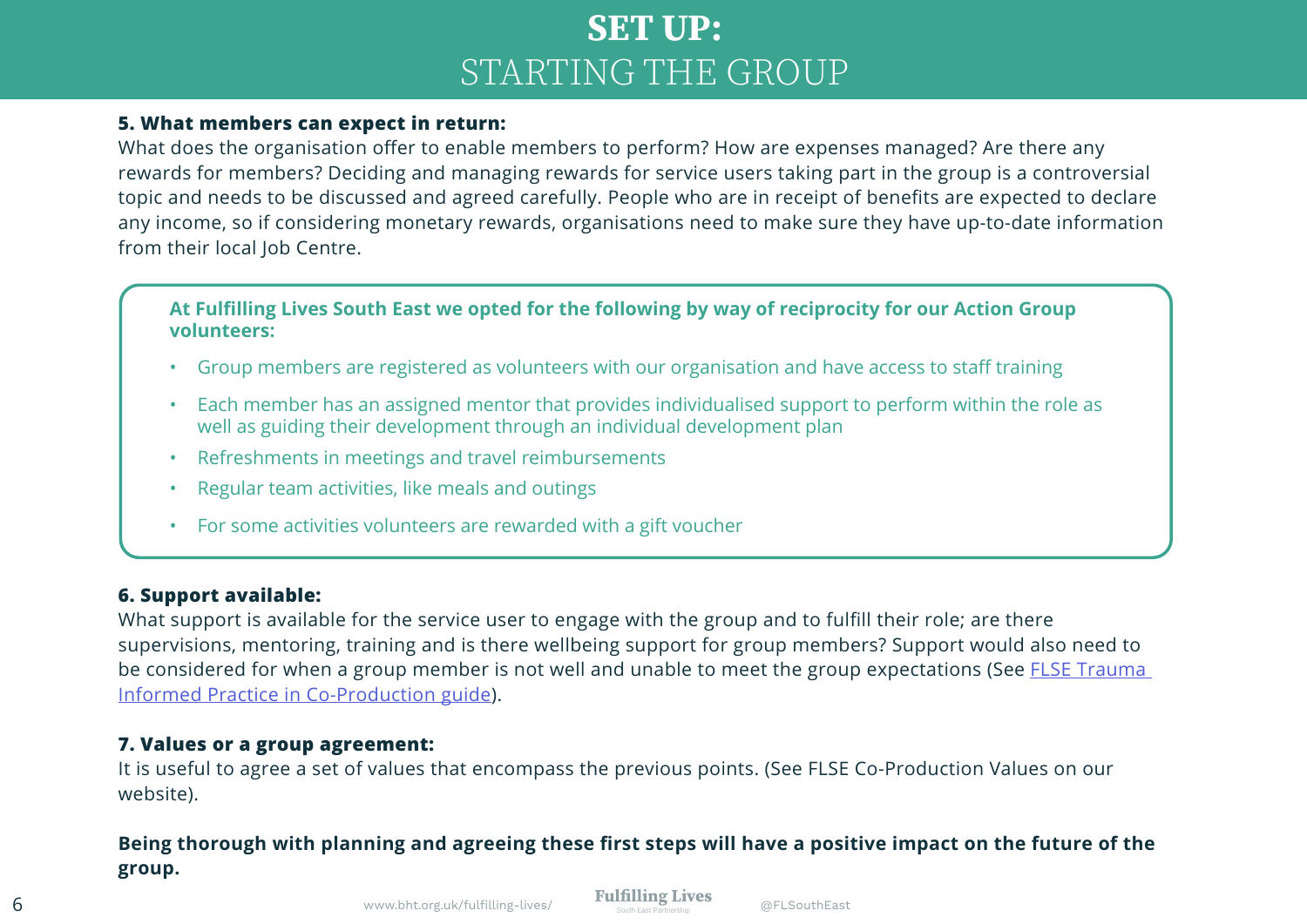# SET UP: STARTING THE GROUP

**5. What members can expect in return:**
What does the organisation offer to enable members to perform? How are expenses managed? Are there any rewards for members? Deciding and managing rewards for service users taking part in the group is a controversial topic and needs to be discussed and agreed carefully. People who are in receipt of benefits are expected to declare any income, so if considering monetary rewards, organisations need to make sure they have up-to-date information from their local Job Centre.

**At Fulfilling Lives South East we opted for the following by way of reciprocity for our Action Group volunteers:**

- Group members are registered as volunteers with our organisation and have access to staff training
- Each member has an assigned mentor that provides individualised support to perform within the role as well as guiding their development through an individual development plan
- Refreshments in meetings and travel reimbursements
- Regular team activities, like meals and outings
- For some activities volunteers are rewarded with a gift voucher

**6. Support available:**
What support is available for the service user to engage with the group and to fulfill their role; are there supervisions, mentoring, training and is there wellbeing support for group members? Support would also need to be considered for when a group member is not well and unable to meet the group expectations (See FLSE Trauma Informed Practice in Co-Production guide).

**7. Values or a group agreement:**
It is useful to agree a set of values that encompass the previous points. (See FLSE Co-Production Values on our website).

**Being thorough with planning and agreeing these first steps will have a positive impact on the future of the group.**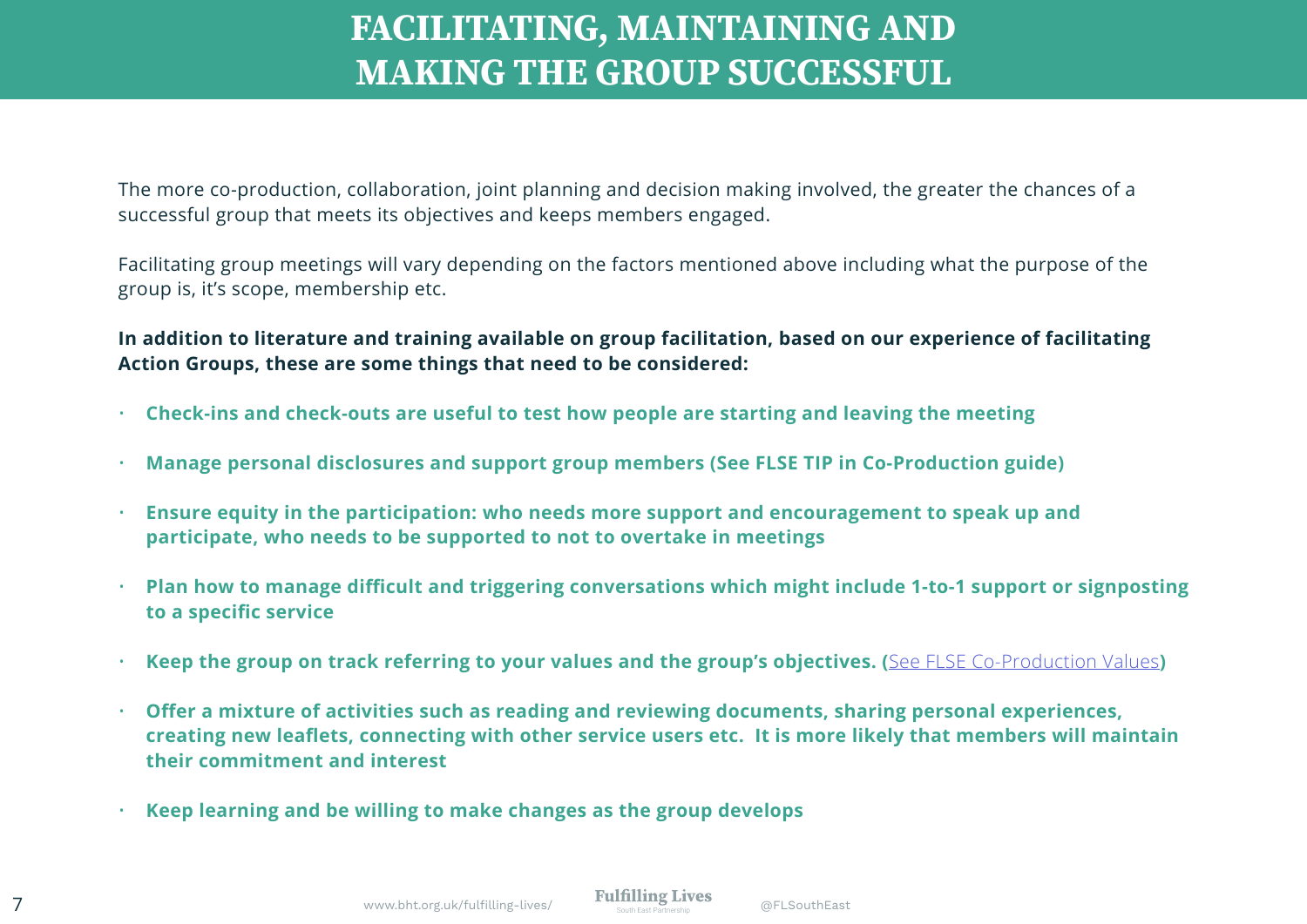# FACILITATING, MAINTAINING AND MAKING THE GROUP SUCCESSFUL

The more co-production, collaboration, joint planning and decision making involved, the greater the chances of a successful group that meets its objectives and keeps members engaged.

Facilitating group meetings will vary depending on the factors mentioned above including what the purpose of the group is, it's scope, membership etc.

**In addition to literature and training available on group facilitation, based on our experience of facilitating Action Groups, these are some things that need to be considered:**

- **Check-ins and check-outs are useful to test how people are starting and leaving the meeting**
- **Manage personal disclosures and support group members (See FLSE TIP in Co-Production guide)**
- **Ensure equity in the participation: who needs more support and encouragement to speak up and participate, who needs to be supported to not to overtake in meetings**
- **Plan how to manage difficult and triggering conversations which might include 1-to-1 support or signposting to a specific service**
- **Keep the group on track referring to your values and the group's objectives. (**See FLSE Co-Production Values**)**
- **Offer a mixture of activities such as reading and reviewing documents, sharing personal experiences, creating new leaflets, connecting with other service users etc. It is more likely that members will maintain their commitment and interest**
- **Keep learning and be willing to make changes as the group develops**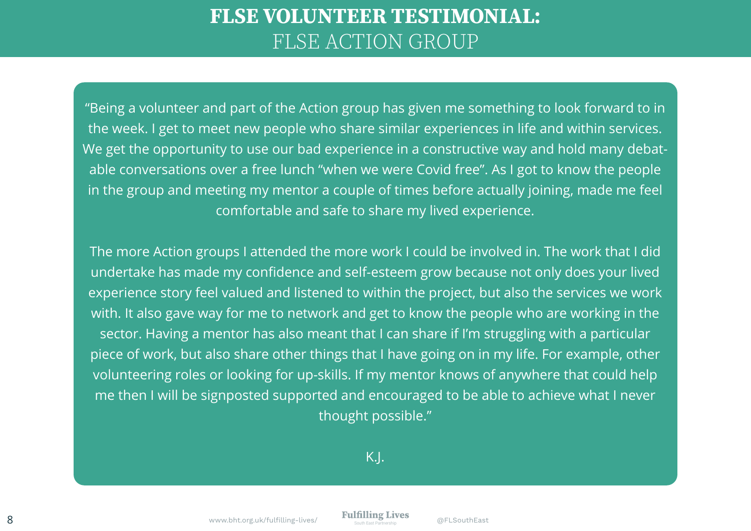# FLSE VOLUNTEER TESTIMONIAL:
## FLSE ACTION GROUP

"Being a volunteer and part of the Action group has given me something to look forward to in the week. I get to meet new people who share similar experiences in life and within services. We get the opportunity to use our bad experience in a constructive way and hold many debatable conversations over a free lunch "when we were Covid free". As I got to know the people in the group and meeting my mentor a couple of times before actually joining, made me feel comfortable and safe to share my lived experience.

The more Action groups I attended the more work I could be involved in. The work that I did undertake has made my confidence and self-esteem grow because not only does your lived experience story feel valued and listened to within the project, but also the services we work with. It also gave way for me to network and get to know the people who are working in the sector. Having a mentor has also meant that I can share if I'm struggling with a particular piece of work, but also share other things that I have going on in my life. For example, other volunteering roles or looking for up-skills. If my mentor knows of anywhere that could help me then I will be signposted supported and encouraged to be able to achieve what I never thought possible."

K.J.